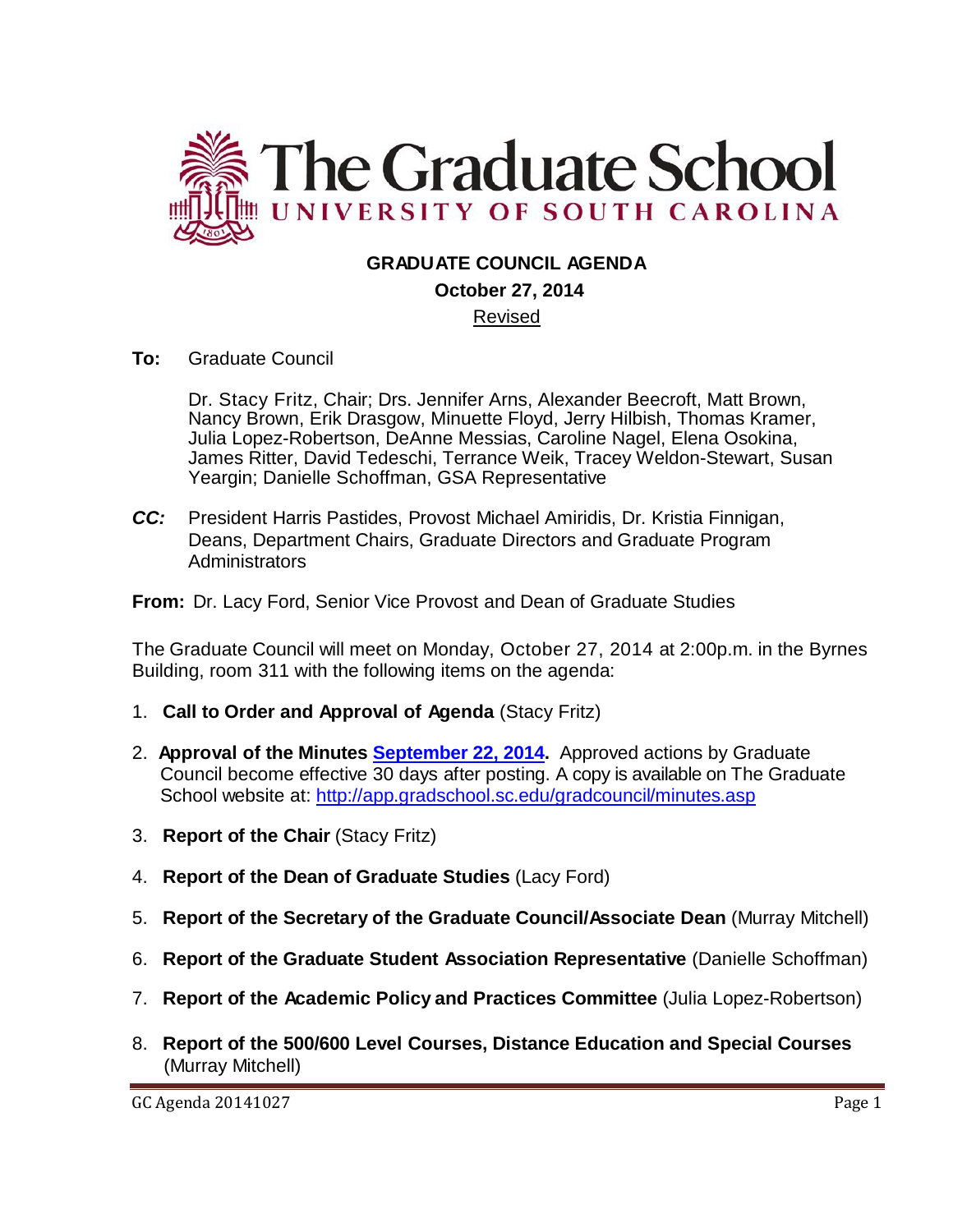# The Graduate School
## UNIVERSITY OF SOUTH CAROLINA

**GRADUATE COUNCIL AGENDA**

**October 27, 2014**

Revised

**To:** Graduate Council

Dr. Stacy Fritz, Chair; Drs. Jennifer Arns, Alexander Beecroft, Matt Brown, Nancy Brown, Erik Drasgow, Minuette Floyd, Jerry Hilbish, Thomas Kramer, Julia Lopez-Robertson, DeAnne Messias, Caroline Nagel, Elena Osokina, James Ritter, David Tedeschi, Terrance Weik, Tracey Weldon-Stewart, Susan Yeargin; Danielle Schoffman, GSA Representative

***CC:*** President Harris Pastides, Provost Michael Amiridis, Dr. Kristia Finnigan, Deans, Department Chairs, Graduate Directors and Graduate Program Administrators

**From:** Dr. Lacy Ford, Senior Vice Provost and Dean of Graduate Studies

The Graduate Council will meet on Monday, October 27, 2014 at 2:00p.m. in the Byrnes Building, room 311 with the following items on the agenda:

1. **Call to Order and Approval of Agenda** (Stacy Fritz)
2. **Approval of the Minutes September 22, 2014.** Approved actions by Graduate Council become effective 30 days after posting. A copy is available on The Graduate School website at: http://app.gradschool.sc.edu/gradcouncil/minutes.asp
3. **Report of the Chair** (Stacy Fritz)
4. **Report of the Dean of Graduate Studies** (Lacy Ford)
5. **Report of the Secretary of the Graduate Council/Associate Dean** (Murray Mitchell)
6. **Report of the Graduate Student Association Representative** (Danielle Schoffman)
7. **Report of the Academic Policy and Practices Committee** (Julia Lopez-Robertson)
8. **Report of the 500/600 Level Courses, Distance Education and Special Courses** (Murray Mitchell)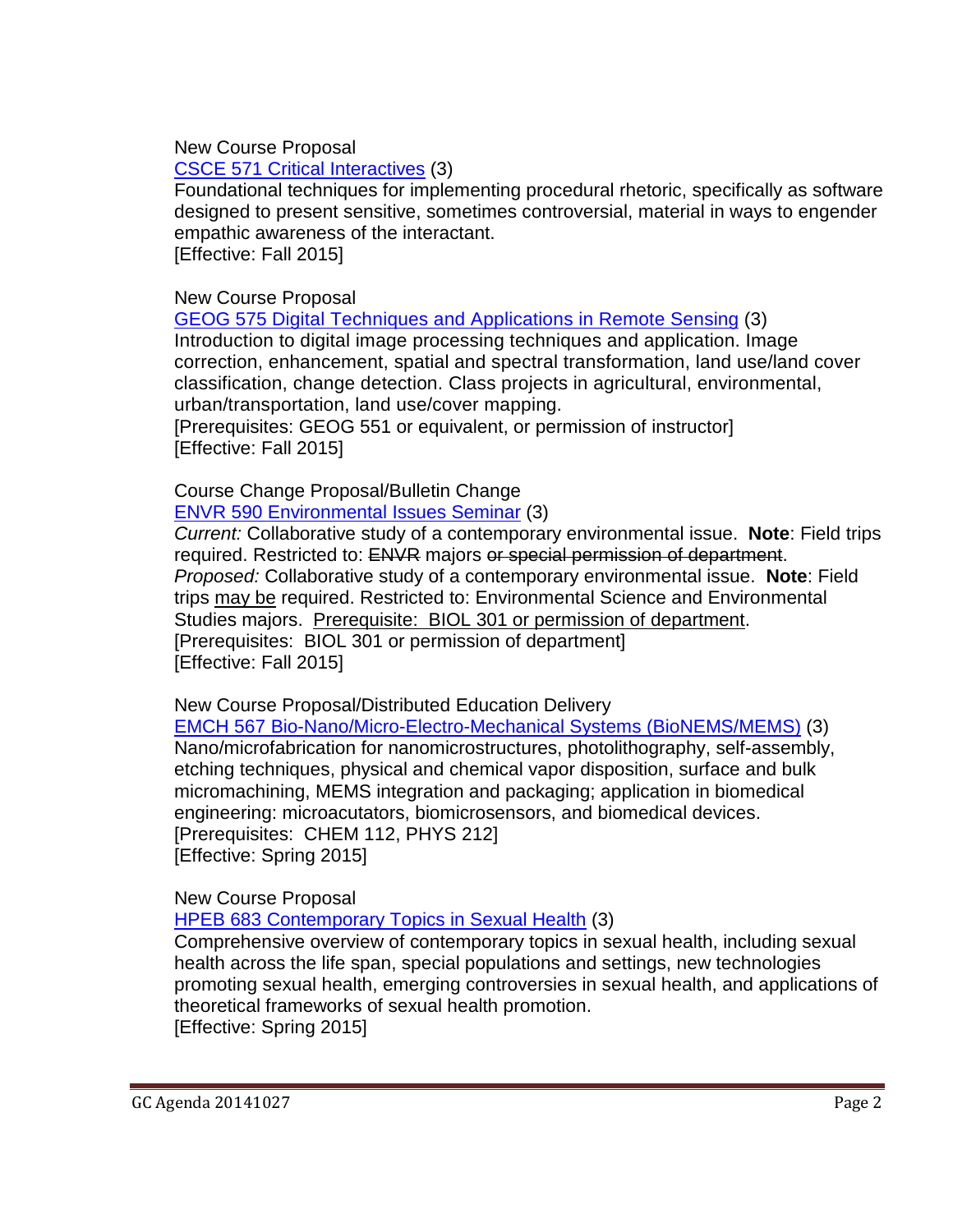New Course Proposal
[CSCE 571 Critical Interactives](#) (3)
Foundational techniques for implementing procedural rhetoric, specifically as software designed to present sensitive, sometimes controversial, material in ways to engender empathic awareness of the interactant.
[Effective: Fall 2015]

New Course Proposal
[GEOG 575 Digital Techniques and Applications in Remote Sensing](#) (3)
Introduction to digital image processing techniques and application. Image correction, enhancement, spatial and spectral transformation, land use/land cover classification, change detection. Class projects in agricultural, environmental, urban/transportation, land use/cover mapping.
[Prerequisites: GEOG 551 or equivalent, or permission of instructor]
[Effective: Fall 2015]

Course Change Proposal/Bulletin Change
[ENVR 590 Environmental Issues Seminar](#) (3)
*Current:* Collaborative study of a contemporary environmental issue. **Note**: Field trips required. Restricted to: ~~ENVR~~ majors ~~or special permission of department~~.
*Proposed:* Collaborative study of a contemporary environmental issue. **Note**: Field trips <u>may be</u> required. Restricted to: Environmental Science and Environmental Studies majors. <u>Prerequisite: BIOL 301 or permission of department</u>.
[Prerequisites: BIOL 301 or permission of department]
[Effective: Fall 2015]

New Course Proposal/Distributed Education Delivery
[EMCH 567 Bio-Nano/Micro-Electro-Mechanical Systems (BioNEMS/MEMS)](#) (3)
Nano/microfabrication for nanomicrostructures, photolithography, self-assembly, etching techniques, physical and chemical vapor disposition, surface and bulk micromachining, MEMS integration and packaging; application in biomedical engineering: microacutators, biomicrosensors, and biomedical devices.
[Prerequisites: CHEM 112, PHYS 212]
[Effective: Spring 2015]

New Course Proposal
[HPEB 683 Contemporary Topics in Sexual Health](#) (3)
Comprehensive overview of contemporary topics in sexual health, including sexual health across the life span, special populations and settings, new technologies promoting sexual health, emerging controversies in sexual health, and applications of theoretical frameworks of sexual health promotion.
[Effective: Spring 2015]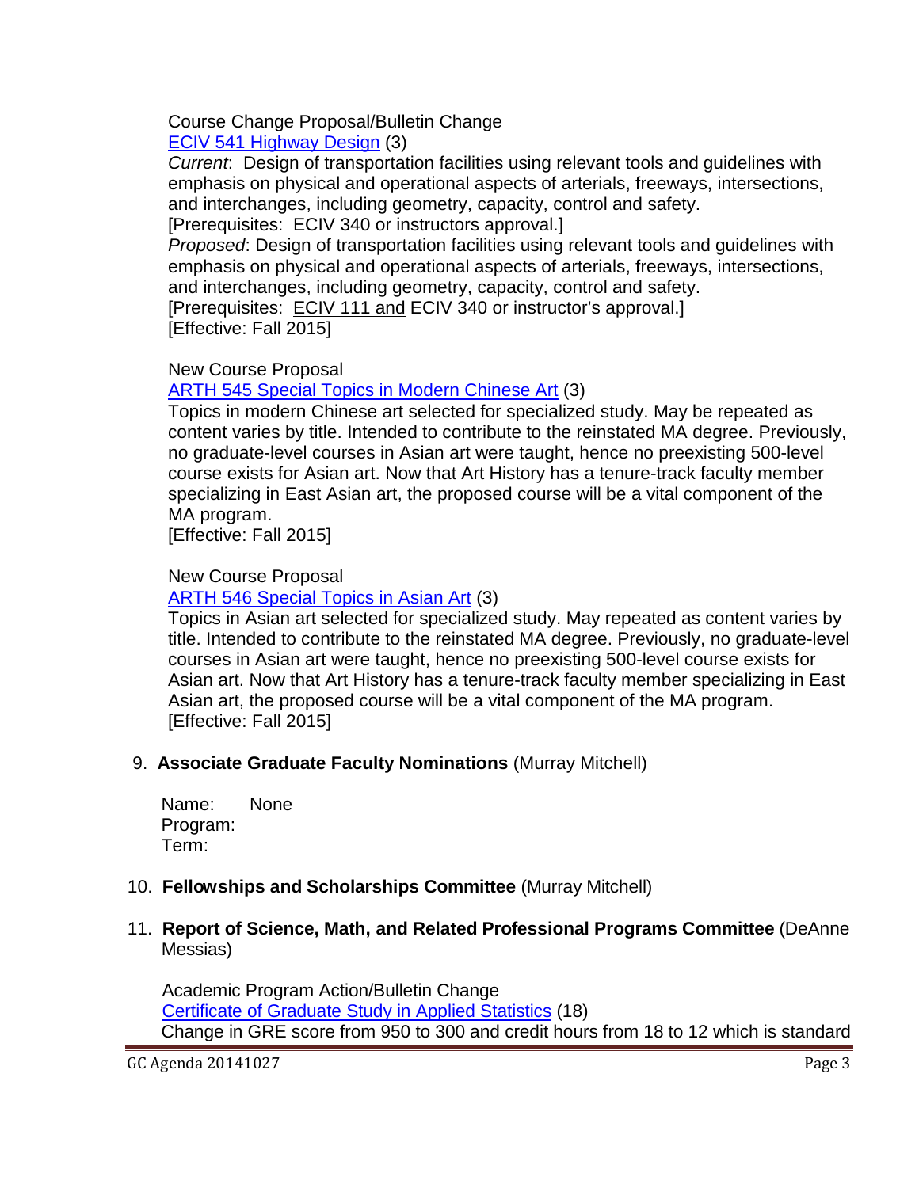Course Change Proposal/Bulletin Change
ECIV 541 Highway Design (3)
*Current*: Design of transportation facilities using relevant tools and guidelines with emphasis on physical and operational aspects of arterials, freeways, intersections, and interchanges, including geometry, capacity, control and safety.
[Prerequisites: ECIV 340 or instructors approval.]
*Proposed*: Design of transportation facilities using relevant tools and guidelines with emphasis on physical and operational aspects of arterials, freeways, intersections, and interchanges, including geometry, capacity, control and safety.
[Prerequisites: ECIV 111 and ECIV 340 or instructor's approval.]
[Effective: Fall 2015]

New Course Proposal
ARTH 545 Special Topics in Modern Chinese Art (3)
Topics in modern Chinese art selected for specialized study. May be repeated as content varies by title. Intended to contribute to the reinstated MA degree. Previously, no graduate-level courses in Asian art were taught, hence no preexisting 500-level course exists for Asian art. Now that Art History has a tenure-track faculty member specializing in East Asian art, the proposed course will be a vital component of the MA program.
[Effective: Fall 2015]

New Course Proposal
ARTH 546 Special Topics in Asian Art (3)
Topics in Asian art selected for specialized study. May repeated as content varies by title. Intended to contribute to the reinstated MA degree. Previously, no graduate-level courses in Asian art were taught, hence no preexisting 500-level course exists for Asian art. Now that Art History has a tenure-track faculty member specializing in East Asian art, the proposed course will be a vital component of the MA program.
[Effective: Fall 2015]

9. **Associate Graduate Faculty Nominations** (Murray Mitchell)

   Name: None
   Program:
   Term:

10. **Fellowships and Scholarships Committee** (Murray Mitchell)

11. **Report of Science, Math, and Related Professional Programs Committee** (DeAnne Messias)

   Academic Program Action/Bulletin Change
   Certificate of Graduate Study in Applied Statistics (18)
   Change in GRE score from 950 to 300 and credit hours from 18 to 12 which is standard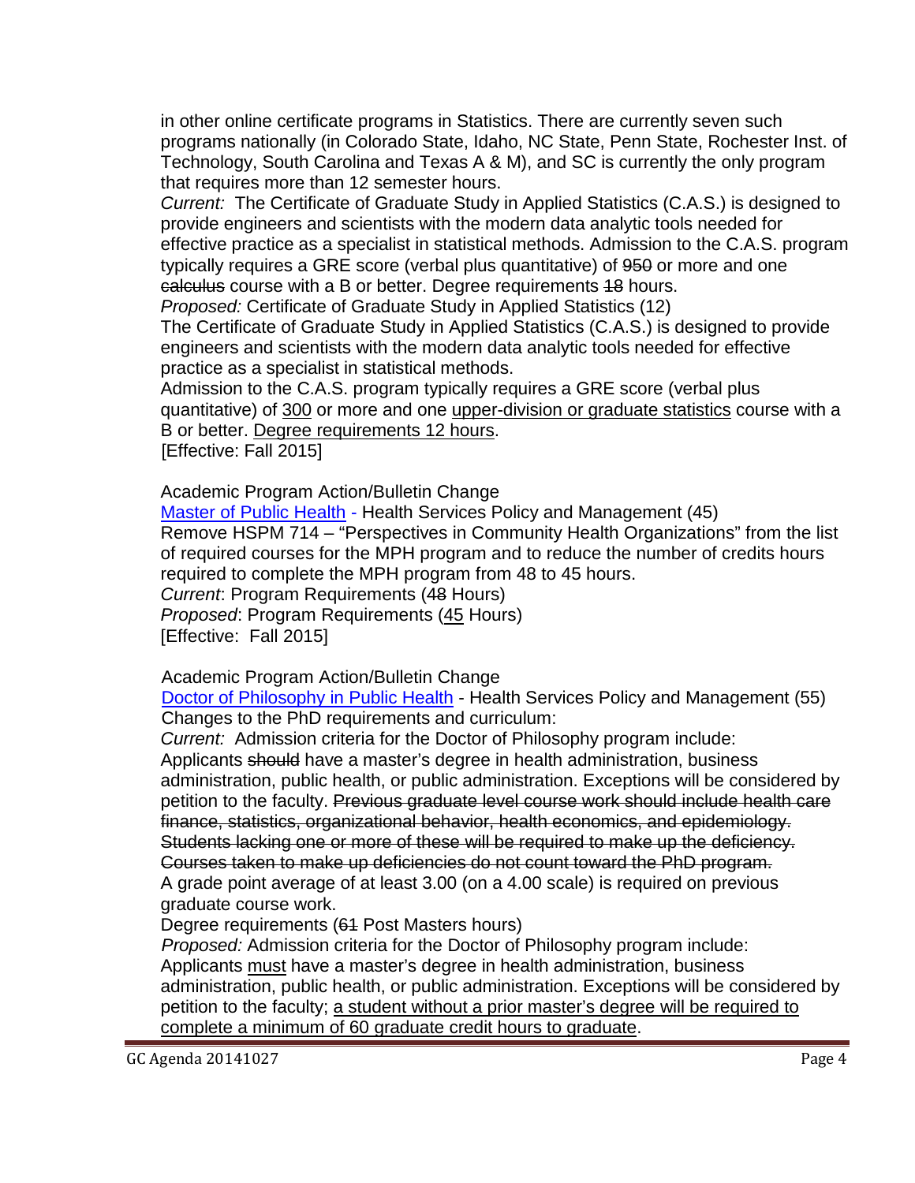in other online certificate programs in Statistics. There are currently seven such programs nationally (in Colorado State, Idaho, NC State, Penn State, Rochester Inst. of Technology, South Carolina and Texas A & M), and SC is currently the only program that requires more than 12 semester hours.

*Current:* The Certificate of Graduate Study in Applied Statistics (C.A.S.) is designed to provide engineers and scientists with the modern data analytic tools needed for effective practice as a specialist in statistical methods. Admission to the C.A.S. program typically requires a GRE score (verbal plus quantitative) of ~~950~~ or more and one ~~calculus~~ course with a B or better. Degree requirements ~~18~~ hours.

*Proposed:* Certificate of Graduate Study in Applied Statistics (12)

The Certificate of Graduate Study in Applied Statistics (C.A.S.) is designed to provide engineers and scientists with the modern data analytic tools needed for effective practice as a specialist in statistical methods.

Admission to the C.A.S. program typically requires a GRE score (verbal plus quantitative) of <u>300</u> or more and one <u>upper-division or graduate statistics</u> course with a B or better. <u>Degree requirements 12 hours</u>.

[Effective: Fall 2015]

Academic Program Action/Bulletin Change

Master of Public Health - Health Services Policy and Management (45)

Remove HSPM 714 – "Perspectives in Community Health Organizations" from the list of required courses for the MPH program and to reduce the number of credits hours required to complete the MPH program from 48 to 45 hours.

*Current*: Program Requirements (~~48~~ Hours)

*Proposed*: Program Requirements (<u>45</u> Hours)

[Effective: Fall 2015]

Academic Program Action/Bulletin Change

Doctor of Philosophy in Public Health - Health Services Policy and Management (55)

Changes to the PhD requirements and curriculum:

*Current:* Admission criteria for the Doctor of Philosophy program include:

Applicants ~~should~~ have a master's degree in health administration, business administration, public health, or public administration. Exceptions will be considered by petition to the faculty. ~~Previous graduate level course work should include health care finance, statistics, organizational behavior, health economics, and epidemiology. Students lacking one or more of these will be required to make up the deficiency. Courses taken to make up deficiencies do not count toward the PhD program.~~

A grade point average of at least 3.00 (on a 4.00 scale) is required on previous graduate course work.

Degree requirements (~~61~~ Post Masters hours)

*Proposed:* Admission criteria for the Doctor of Philosophy program include:

Applicants <u>must</u> have a master's degree in health administration, business administration, public health, or public administration. Exceptions will be considered by petition to the faculty; <u>a student without a prior master's degree will be required to complete a minimum of 60 graduate credit hours to graduate</u>.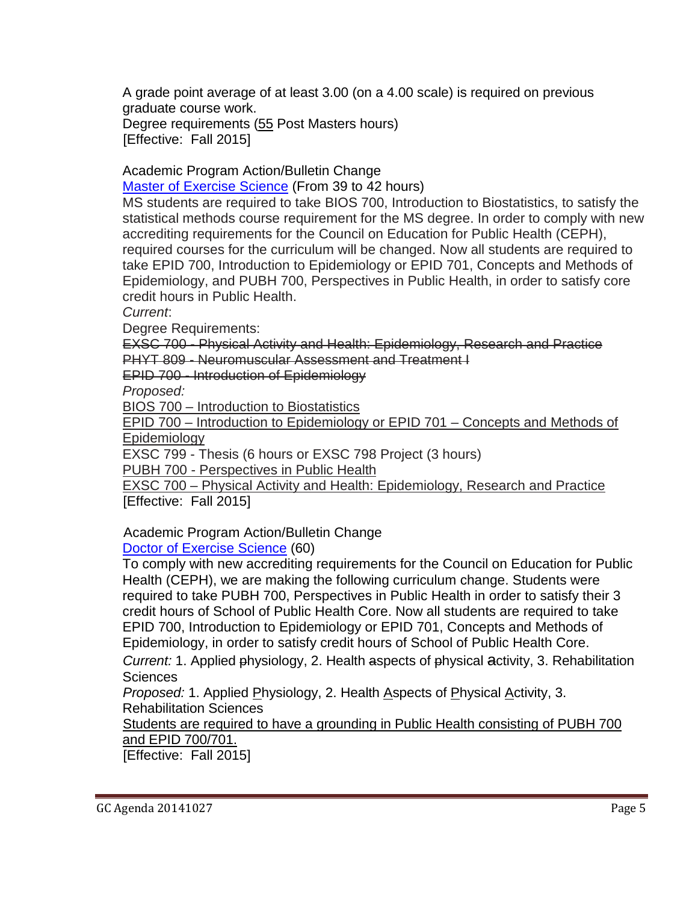A grade point average of at least 3.00 (on a 4.00 scale) is required on previous graduate course work.
Degree requirements (<u>55</u> Post Masters hours)
[Effective: Fall 2015]

Academic Program Action/Bulletin Change
[Master of Exercise Science](#) (From 39 to 42 hours)
MS students are required to take BIOS 700, Introduction to Biostatistics, to satisfy the statistical methods course requirement for the MS degree. In order to comply with new accrediting requirements for the Council on Education for Public Health (CEPH), required courses for the curriculum will be changed. Now all students are required to take EPID 700, Introduction to Epidemiology or EPID 701, Concepts and Methods of Epidemiology, and PUBH 700, Perspectives in Public Health, in order to satisfy core credit hours in Public Health.
*Current*:
Degree Requirements:
~~EXSC 700 - Physical Activity and Health: Epidemiology, Research and Practice~~
~~PHYT 809 - Neuromuscular Assessment and Treatment I~~
~~EPID 700 - Introduction of Epidemiology~~
*Proposed:*
<u>BIOS 700 – Introduction to Biostatistics</u>
<u>EPID 700 – Introduction to Epidemiology or EPID 701 – Concepts and Methods of Epidemiology</u>
EXSC 799 - Thesis (6 hours or EXSC 798 Project (3 hours)
<u>PUBH 700 - Perspectives in Public Health</u>
<u>EXSC 700 – Physical Activity and Health: Epidemiology, Research and Practice</u>
[Effective: Fall 2015]

Academic Program Action/Bulletin Change
[Doctor of Exercise Science](#) (60)
To comply with new accrediting requirements for the Council on Education for Public Health (CEPH), we are making the following curriculum change. Students were required to take PUBH 700, Perspectives in Public Health in order to satisfy their 3 credit hours of School of Public Health Core. Now all students are required to take EPID 700, Introduction to Epidemiology or EPID 701, Concepts and Methods of Epidemiology, in order to satisfy credit hours of School of Public Health Core.
*Current:* 1. Applied ~~p~~hysiology, 2. Health ~~a~~spects of ~~p~~hysical ~~a~~ctivity, 3. Rehabilitation Sciences
*Proposed:* 1. Applied <u>P</u>hysiology, 2. Health <u>A</u>spects of <u>P</u>hysical <u>A</u>ctivity, 3. Rehabilitation Sciences
<u>Students are required to have a grounding in Public Health consisting of PUBH 700 and EPID 700/701.</u>
[Effective: Fall 2015]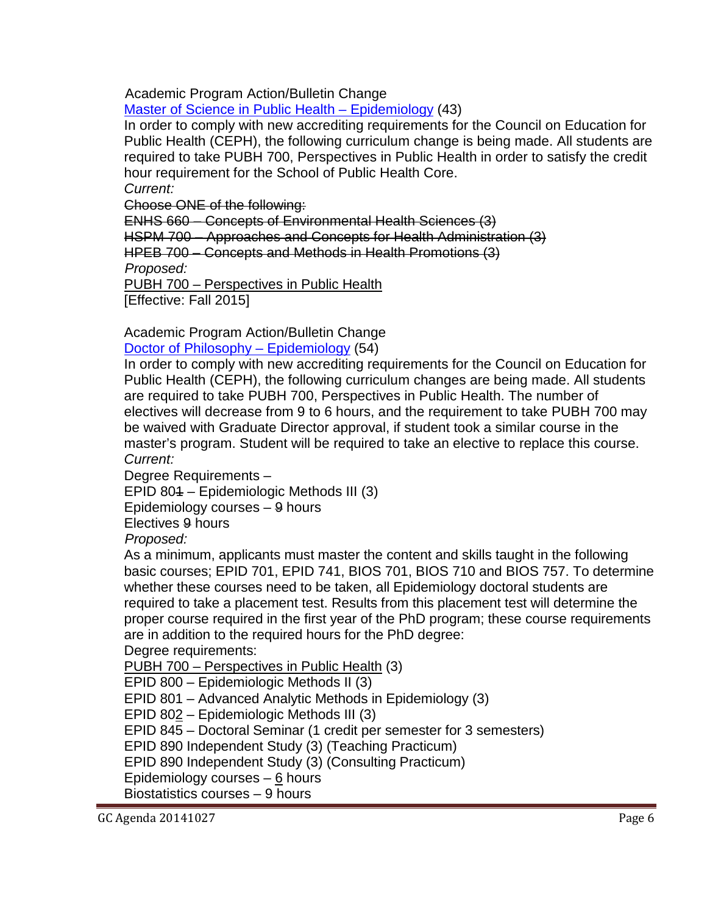Academic Program Action/Bulletin Change

[Master of Science in Public Health – Epidemiology](#) (43)

In order to comply with new accrediting requirements for the Council on Education for Public Health (CEPH), the following curriculum change is being made. All students are required to take PUBH 700, Perspectives in Public Health in order to satisfy the credit hour requirement for the School of Public Health Core.

*Current:*

~~Choose ONE of the following:~~

~~ENHS 660 – Concepts of Environmental Health Sciences (3)~~

~~HSPM 700 – Approaches and Concepts for Health Administration (3)~~

~~HPEB 700 – Concepts and Methods in Health Promotions (3)~~

*Proposed:*

<u>PUBH 700 – Perspectives in Public Health</u>

[Effective: Fall 2015]

Academic Program Action/Bulletin Change

[Doctor of Philosophy – Epidemiology](#) (54)

In order to comply with new accrediting requirements for the Council on Education for Public Health (CEPH), the following curriculum changes are being made. All students are required to take PUBH 700, Perspectives in Public Health. The number of electives will decrease from 9 to 6 hours, and the requirement to take PUBH 700 may be waived with Graduate Director approval, if student took a similar course in the master's program. Student will be required to take an elective to replace this course.

*Current:*

Degree Requirements –

EPID 80~~1~~ – Epidemiologic Methods III (3)

Epidemiology courses – ~~9~~ hours

Electives ~~9~~ hours

*Proposed:*

As a minimum, applicants must master the content and skills taught in the following basic courses; EPID 701, EPID 741, BIOS 701, BIOS 710 and BIOS 757. To determine whether these courses need to be taken, all Epidemiology doctoral students are required to take a placement test. Results from this placement test will determine the proper course required in the first year of the PhD program; these course requirements are in addition to the required hours for the PhD degree:

Degree requirements:

<u>PUBH 700 – Perspectives in Public Health</u> (3)

EPID 800 – Epidemiologic Methods II (3)

EPID 801 – Advanced Analytic Methods in Epidemiology (3)

EPID 80<u>2</u> – Epidemiologic Methods III (3)

EPID 845 – Doctoral Seminar (1 credit per semester for 3 semesters)

EPID 890 Independent Study (3) (Teaching Practicum)

EPID 890 Independent Study (3) (Consulting Practicum)

Epidemiology courses – <u>6</u> hours

Biostatistics courses – 9 hours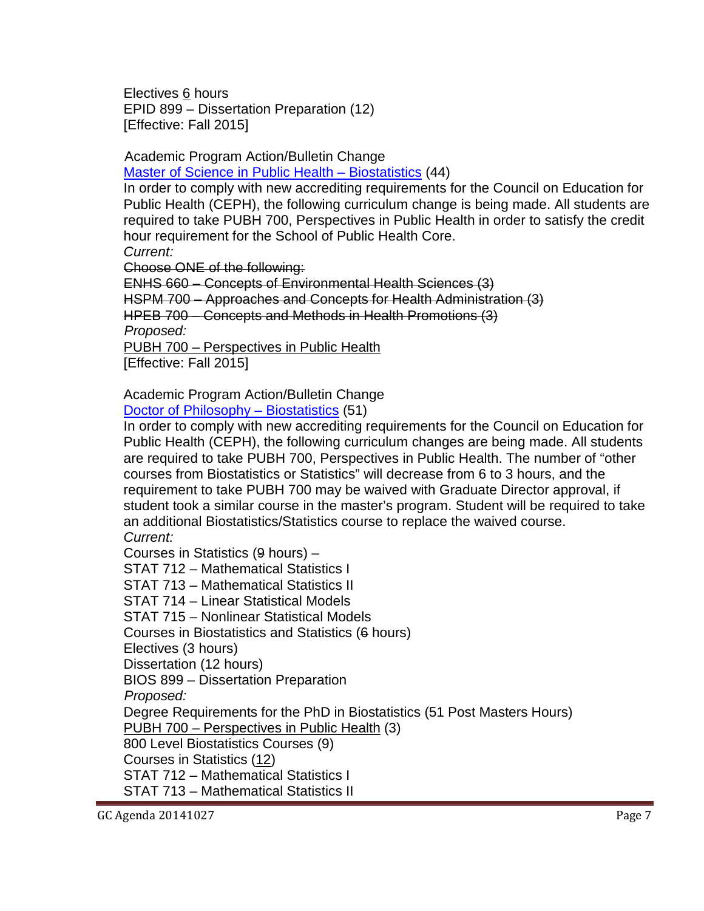Electives 6 hours
EPID 899 – Dissertation Preparation (12)
[Effective: Fall 2015]

Academic Program Action/Bulletin Change
Master of Science in Public Health – Biostatistics (44)
In order to comply with new accrediting requirements for the Council on Education for Public Health (CEPH), the following curriculum change is being made. All students are required to take PUBH 700, Perspectives in Public Health in order to satisfy the credit hour requirement for the School of Public Health Core.
*Current:*
~~Choose ONE of the following:~~
~~ENHS 660 – Concepts of Environmental Health Sciences (3)~~
~~HSPM 700 – Approaches and Concepts for Health Administration (3)~~
~~HPEB 700 – Concepts and Methods in Health Promotions (3)~~
*Proposed:*
PUBH 700 – Perspectives in Public Health
[Effective: Fall 2015]

Academic Program Action/Bulletin Change
Doctor of Philosophy – Biostatistics (51)
In order to comply with new accrediting requirements for the Council on Education for Public Health (CEPH), the following curriculum changes are being made. All students are required to take PUBH 700, Perspectives in Public Health. The number of "other courses from Biostatistics or Statistics" will decrease from 6 to 3 hours, and the requirement to take PUBH 700 may be waived with Graduate Director approval, if student took a similar course in the master's program. Student will be required to take an additional Biostatistics/Statistics course to replace the waived course.
*Current:*
Courses in Statistics (~~9~~ hours) –
STAT 712 – Mathematical Statistics I
STAT 713 – Mathematical Statistics II
STAT 714 – Linear Statistical Models
STAT 715 – Nonlinear Statistical Models
Courses in Biostatistics and Statistics (~~6~~ hours)
Electives (3 hours)
Dissertation (12 hours)
BIOS 899 – Dissertation Preparation
*Proposed:*
Degree Requirements for the PhD in Biostatistics (51 Post Masters Hours)
PUBH 700 – Perspectives in Public Health (3)
800 Level Biostatistics Courses (9)
Courses in Statistics (12)
STAT 712 – Mathematical Statistics I
STAT 713 – Mathematical Statistics II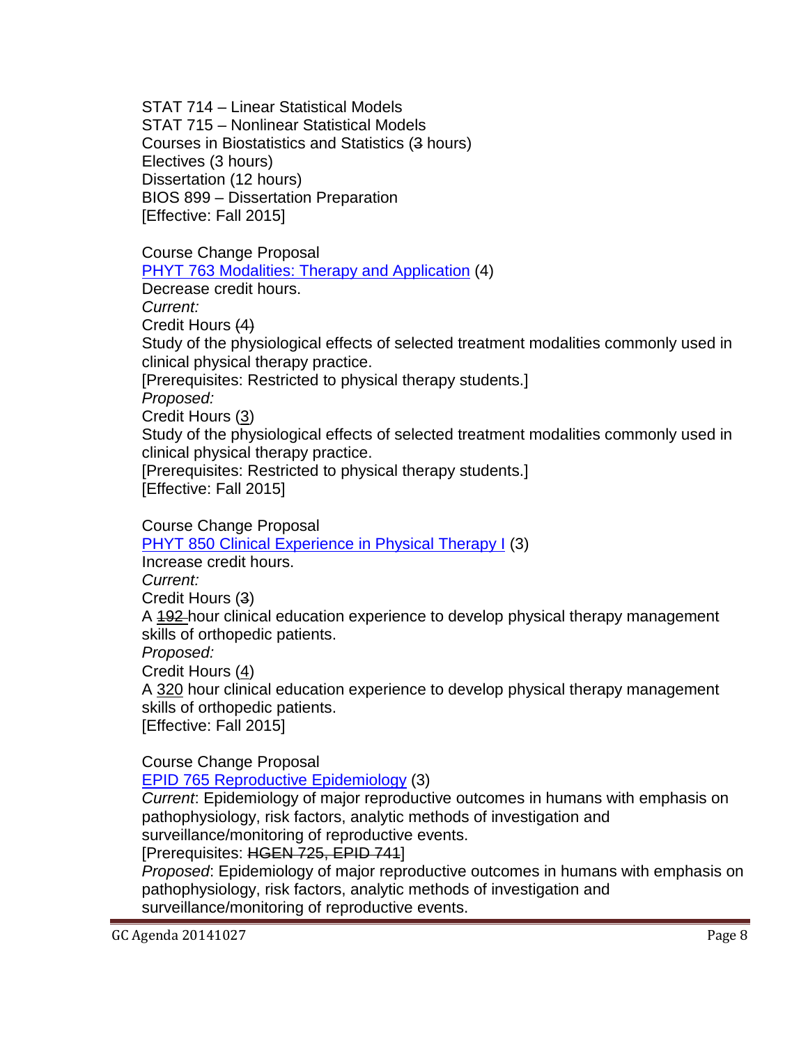STAT 714 – Linear Statistical Models
STAT 715 – Nonlinear Statistical Models
Courses in Biostatistics and Statistics (~~3~~ hours)
Electives (3 hours)
Dissertation (12 hours)
BIOS 899 – Dissertation Preparation
[Effective: Fall 2015]

Course Change Proposal
PHYT 763 Modalities: Therapy and Application (4)
Decrease credit hours.
*Current:*
Credit Hours ~~(4)~~
Study of the physiological effects of selected treatment modalities commonly used in clinical physical therapy practice.
[Prerequisites: Restricted to physical therapy students.]
*Proposed:*
Credit Hours (3)
Study of the physiological effects of selected treatment modalities commonly used in clinical physical therapy practice.
[Prerequisites: Restricted to physical therapy students.]
[Effective: Fall 2015]

Course Change Proposal
PHYT 850 Clinical Experience in Physical Therapy I (3)
Increase credit hours.
*Current:*
Credit Hours (~~3~~)
A ~~192~~ hour clinical education experience to develop physical therapy management skills of orthopedic patients.
*Proposed:*
Credit Hours (4)
A 320 hour clinical education experience to develop physical therapy management skills of orthopedic patients.
[Effective: Fall 2015]

Course Change Proposal
EPID 765 Reproductive Epidemiology (3)
*Current*: Epidemiology of major reproductive outcomes in humans with emphasis on pathophysiology, risk factors, analytic methods of investigation and surveillance/monitoring of reproductive events.
[Prerequisites: ~~HGEN 725, EPID 741~~]
*Proposed*: Epidemiology of major reproductive outcomes in humans with emphasis on pathophysiology, risk factors, analytic methods of investigation and surveillance/monitoring of reproductive events.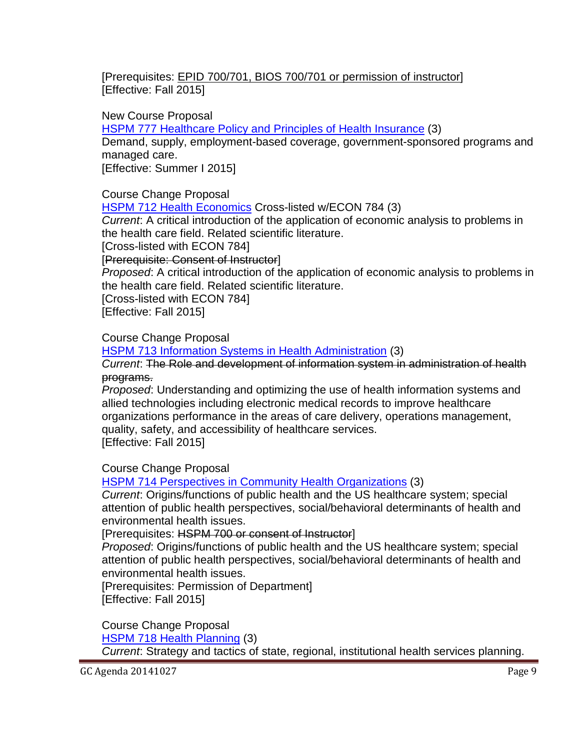[Prerequisites: <u>EPID 700/701, BIOS 700/701 or permission of instructor</u>]
[Effective: Fall 2015]

New Course Proposal
HSPM 777 Healthcare Policy and Principles of Health Insurance (3)
Demand, supply, employment-based coverage, government-sponsored programs and managed care.
[Effective: Summer I 2015]

Course Change Proposal
HSPM 712 Health Economics Cross-listed w/ECON 784 (3)
*Current*: A critical introduction of the application of economic analysis to problems in the health care field. Related scientific literature.
[Cross-listed with ECON 784]
[~~Prerequisite: Consent of Instructor~~]
*Proposed*: A critical introduction of the application of economic analysis to problems in the health care field. Related scientific literature.
[Cross-listed with ECON 784]
[Effective: Fall 2015]

Course Change Proposal
HSPM 713 Information Systems in Health Administration (3)
*Current*: ~~The Role and development of information system in administration of health programs.~~
*Proposed*: Understanding and optimizing the use of health information systems and allied technologies including electronic medical records to improve healthcare organizations performance in the areas of care delivery, operations management, quality, safety, and accessibility of healthcare services.
[Effective: Fall 2015]

Course Change Proposal
HSPM 714 Perspectives in Community Health Organizations (3)
*Current*: Origins/functions of public health and the US healthcare system; special attention of public health perspectives, social/behavioral determinants of health and environmental health issues.
[Prerequisites: ~~HSPM 700 or consent of Instructor~~]
*Proposed*: Origins/functions of public health and the US healthcare system; special attention of public health perspectives, social/behavioral determinants of health and environmental health issues.
[Prerequisites: Permission of Department]
[Effective: Fall 2015]

Course Change Proposal
HSPM 718 Health Planning (3)
*Current*: Strategy and tactics of state, regional, institutional health services planning.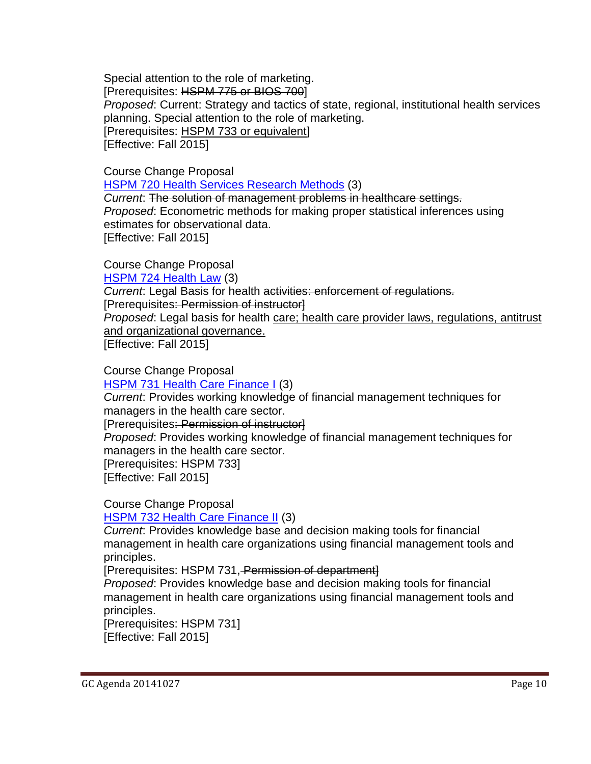Special attention to the role of marketing.
[Prerequisites: ~~HSPM 775 or BIOS 700~~]
*Proposed*: Current: Strategy and tactics of state, regional, institutional health services planning. Special attention to the role of marketing.
[Prerequisites: <u>HSPM 733 or equivalent</u>]
[Effective: Fall 2015]

Course Change Proposal
[HSPM 720 Health Services Research Methods](#) (3)
*Current*: ~~The solution of management problems in healthcare settings.~~
*Proposed*: Econometric methods for making proper statistical inferences using estimates for observational data.
[Effective: Fall 2015]

Course Change Proposal
[HSPM 724 Health Law](#) (3)
*Current*: Legal Basis for health ~~activities: enforcement of regulations.~~
[Prerequisites~~: Permission of instructor]~~
*Proposed*: Legal basis for health <u>care; health care provider laws, regulations, antitrust and organizational governance.</u>
[Effective: Fall 2015]

Course Change Proposal
[HSPM 731 Health Care Finance I](#) (3)
*Current*: Provides working knowledge of financial management techniques for managers in the health care sector.
[Prerequisites~~: Permission of instructor]~~
*Proposed*: Provides working knowledge of financial management techniques for managers in the health care sector.
[Prerequisites: HSPM 733]
[Effective: Fall 2015]

Course Change Proposal
[HSPM 732 Health Care Finance II](#) (3)
*Current*: Provides knowledge base and decision making tools for financial management in health care organizations using financial management tools and principles.
[Prerequisites: HSPM 731,~~ Permission of department]~~
*Proposed*: Provides knowledge base and decision making tools for financial management in health care organizations using financial management tools and principles.
[Prerequisites: HSPM 731]
[Effective: Fall 2015]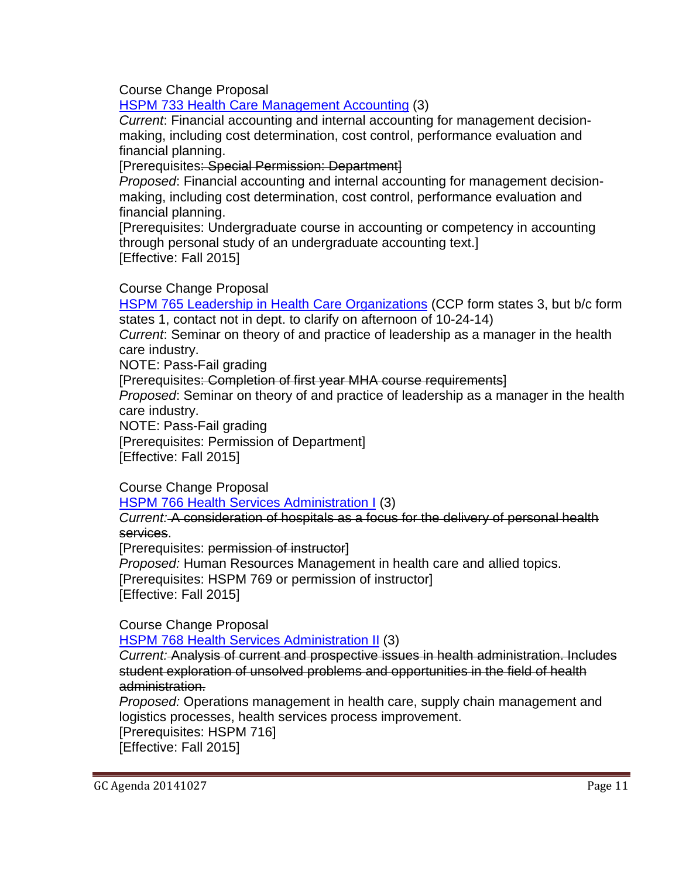Course Change Proposal

HSPM 733 Health Care Management Accounting (3)

*Current*: Financial accounting and internal accounting for management decision-making, including cost determination, cost control, performance evaluation and financial planning.

[Prerequisites: ~~Special Permission: Department~~]

*Proposed*: Financial accounting and internal accounting for management decision-making, including cost determination, cost control, performance evaluation and financial planning.

[Prerequisites: Undergraduate course in accounting or competency in accounting through personal study of an undergraduate accounting text.]

[Effective: Fall 2015]

Course Change Proposal

HSPM 765 Leadership in Health Care Organizations (CCP form states 3, but b/c form states 1, contact not in dept. to clarify on afternoon of 10-24-14)

*Current*: Seminar on theory of and practice of leadership as a manager in the health care industry.

NOTE: Pass-Fail grading

[Prerequisites: ~~Completion of first year MHA course requirements~~]

*Proposed*: Seminar on theory of and practice of leadership as a manager in the health care industry.

NOTE: Pass-Fail grading

[Prerequisites: Permission of Department]

[Effective: Fall 2015]

Course Change Proposal

HSPM 766 Health Services Administration I (3)

*Current:* ~~A consideration of hospitals as a focus for the delivery of personal health services~~.

[Prerequisites: ~~permission of instructor~~]

*Proposed:* Human Resources Management in health care and allied topics.

[Prerequisites: HSPM 769 or permission of instructor]

[Effective: Fall 2015]

Course Change Proposal

HSPM 768 Health Services Administration II (3)

*Current:* ~~Analysis of current and prospective issues in health administration. Includes student exploration of unsolved problems and opportunities in the field of health administration.~~

*Proposed:* Operations management in health care, supply chain management and logistics processes, health services process improvement.

[Prerequisites: HSPM 716]

[Effective: Fall 2015]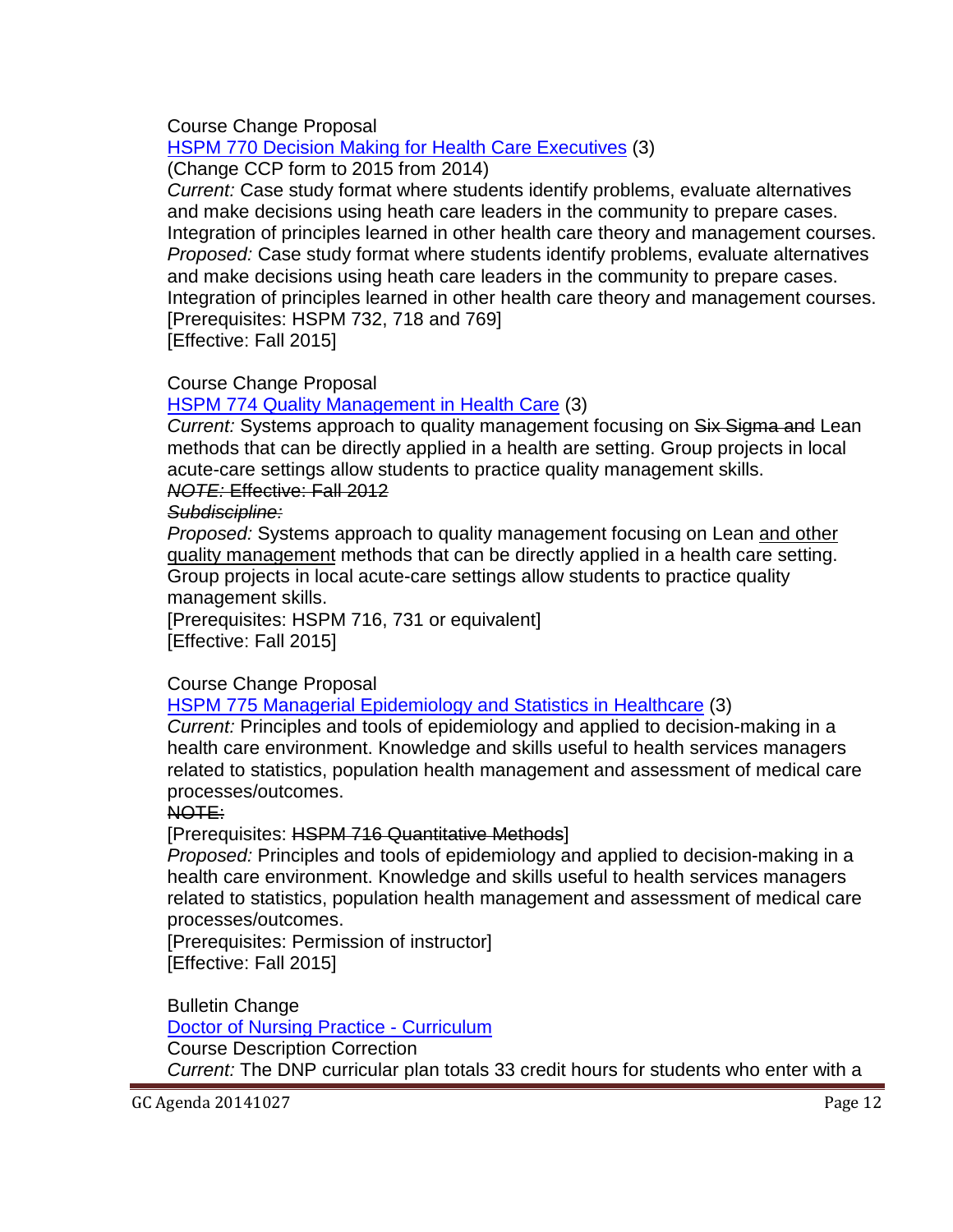Course Change Proposal
[HSPM 770 Decision Making for Health Care Executives](#) (3)
(Change CCP form to 2015 from 2014)
*Current:* Case study format where students identify problems, evaluate alternatives and make decisions using heath care leaders in the community to prepare cases. Integration of principles learned in other health care theory and management courses.
*Proposed:* Case study format where students identify problems, evaluate alternatives and make decisions using heath care leaders in the community to prepare cases. Integration of principles learned in other health care theory and management courses.
[Prerequisites: HSPM 732, 718 and 769]
[Effective: Fall 2015]

Course Change Proposal
[HSPM 774 Quality Management in Health Care](#) (3)
*Current:* Systems approach to quality management focusing on ~~Six Sigma and~~ Lean methods that can be directly applied in a health are setting. Group projects in local acute-care settings allow students to practice quality management skills.
~~*NOTE:* Effective: Fall 2012~~
~~*Subdiscipline:*~~
*Proposed:* Systems approach to quality management focusing on Lean <u>and other quality management</u> methods that can be directly applied in a health care setting. Group projects in local acute-care settings allow students to practice quality management skills.
[Prerequisites: HSPM 716, 731 or equivalent]
[Effective: Fall 2015]

Course Change Proposal
[HSPM 775 Managerial Epidemiology and Statistics in Healthcare](#) (3)
*Current:* Principles and tools of epidemiology and applied to decision-making in a health care environment. Knowledge and skills useful to health services managers related to statistics, population health management and assessment of medical care processes/outcomes.
~~NOTE:~~
[Prerequisites: ~~HSPM 716 Quantitative Methods~~]
*Proposed:* Principles and tools of epidemiology and applied to decision-making in a health care environment. Knowledge and skills useful to health services managers related to statistics, population health management and assessment of medical care processes/outcomes.
[Prerequisites: Permission of instructor]
[Effective: Fall 2015]

Bulletin Change
[Doctor of Nursing Practice - Curriculum](#)
Course Description Correction
*Current:* The DNP curricular plan totals 33 credit hours for students who enter with a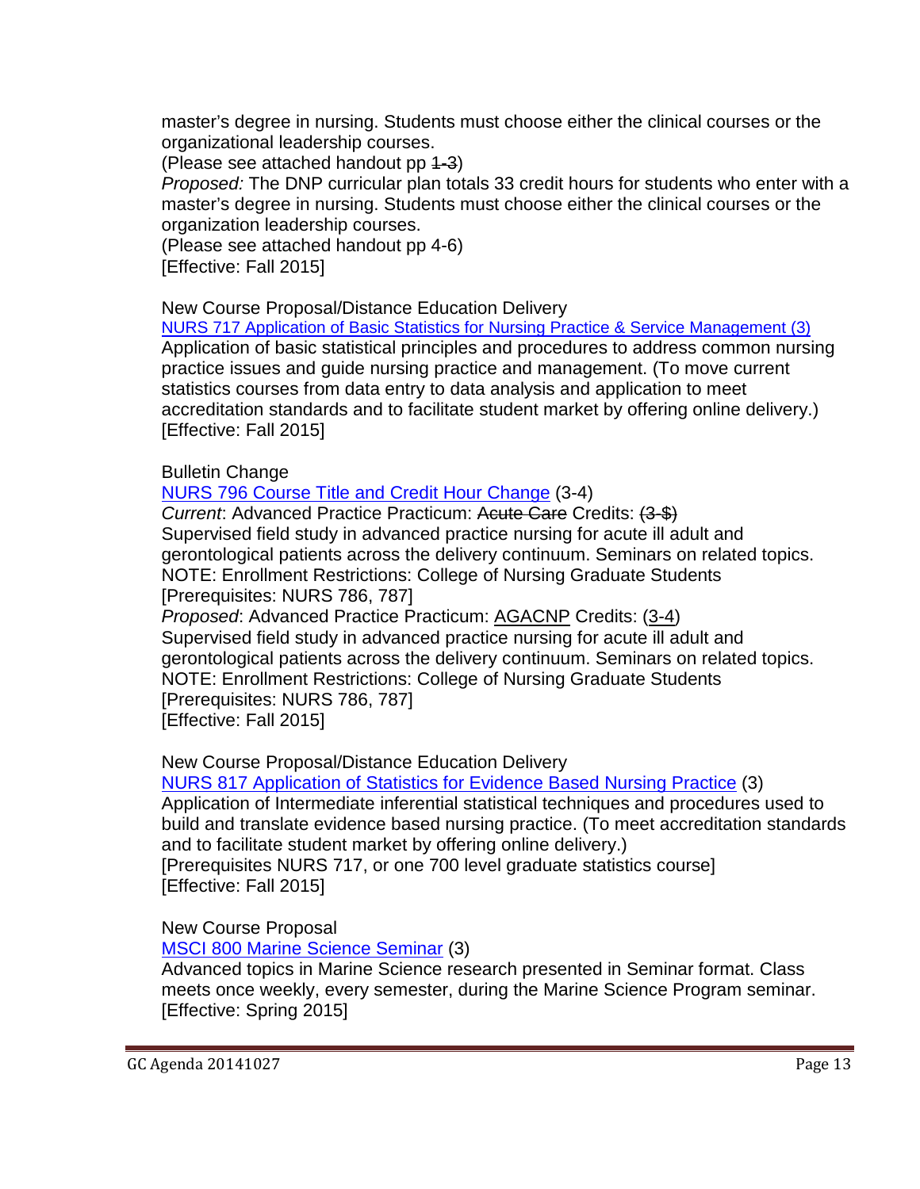master's degree in nursing. Students must choose either the clinical courses or the organizational leadership courses.
(Please see attached handout pp ~~1-3~~)
*Proposed:* The DNP curricular plan totals 33 credit hours for students who enter with a master's degree in nursing. Students must choose either the clinical courses or the organization leadership courses.
(Please see attached handout pp 4-6)
[Effective: Fall 2015]

New Course Proposal/Distance Education Delivery
NURS 717 Application of Basic Statistics for Nursing Practice & Service Management (3)
Application of basic statistical principles and procedures to address common nursing practice issues and guide nursing practice and management. (To move current statistics courses from data entry to data analysis and application to meet accreditation standards and to facilitate student market by offering online delivery.)
[Effective: Fall 2015]

Bulletin Change
NURS 796 Course Title and Credit Hour Change (3-4)
*Current*: Advanced Practice Practicum: ~~Acute Care~~ Credits: ~~(3-$)~~
Supervised field study in advanced practice nursing for acute ill adult and gerontological patients across the delivery continuum. Seminars on related topics.
NOTE: Enrollment Restrictions: College of Nursing Graduate Students
[Prerequisites: NURS 786, 787]
*Proposed*: Advanced Practice Practicum: AGACNP Credits: (3-4)
Supervised field study in advanced practice nursing for acute ill adult and gerontological patients across the delivery continuum. Seminars on related topics.
NOTE: Enrollment Restrictions: College of Nursing Graduate Students
[Prerequisites: NURS 786, 787]
[Effective: Fall 2015]

New Course Proposal/Distance Education Delivery
NURS 817 Application of Statistics for Evidence Based Nursing Practice (3)
Application of Intermediate inferential statistical techniques and procedures used to build and translate evidence based nursing practice. (To meet accreditation standards and to facilitate student market by offering online delivery.)
[Prerequisites NURS 717, or one 700 level graduate statistics course]
[Effective: Fall 2015]

New Course Proposal
MSCI 800 Marine Science Seminar (3)
Advanced topics in Marine Science research presented in Seminar format. Class meets once weekly, every semester, during the Marine Science Program seminar.
[Effective: Spring 2015]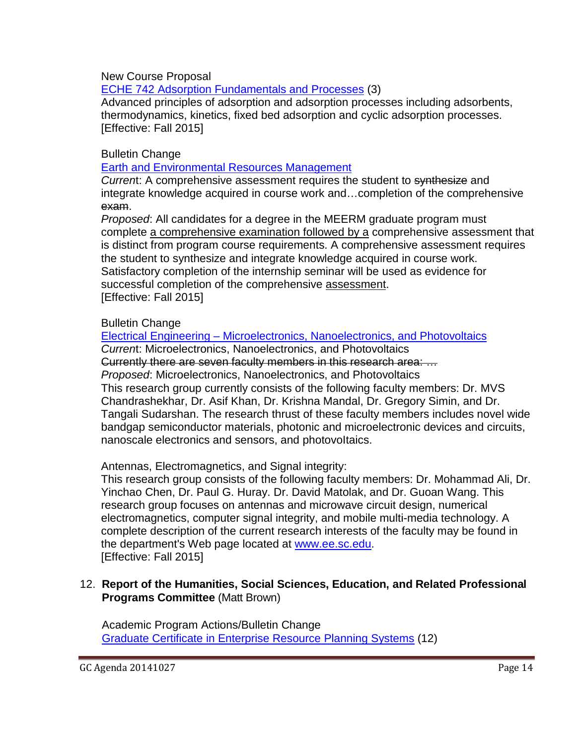New Course Proposal

ECHE 742 Adsorption Fundamentals and Processes (3)

Advanced principles of adsorption and adsorption processes including adsorbents, thermodynamics, kinetics, fixed bed adsorption and cyclic adsorption processes. [Effective: Fall 2015]

Bulletin Change

Earth and Environmental Resources Management

*Current*: A comprehensive assessment requires the student to ~~synthesize~~ and integrate knowledge acquired in course work and…completion of the comprehensive ~~exam~~.

*Proposed*: All candidates for a degree in the MEERM graduate program must complete <u>a comprehensive examination followed by a</u> comprehensive assessment that is distinct from program course requirements. A comprehensive assessment requires the student to synthesize and integrate knowledge acquired in course work. Satisfactory completion of the internship seminar will be used as evidence for successful completion of the comprehensive <u>assessment</u>.

[Effective: Fall 2015]

Bulletin Change

Electrical Engineering – Microelectronics, Nanoelectronics, and Photovoltaics

*Current*: Microelectronics, Nanoelectronics, and Photovoltaics

~~Currently there are seven faculty members in this research area: …~~

*Proposed*: Microelectronics, Nanoelectronics, and Photovoltaics

This research group currently consists of the following faculty members: Dr. MVS Chandrashekhar, Dr. Asif Khan, Dr. Krishna Mandal, Dr. Gregory Simin, and Dr. Tangali Sudarshan. The research thrust of these faculty members includes novel wide bandgap semiconductor materials, photonic and microelectronic devices and circuits, nanoscale electronics and sensors, and photovoltaics.

Antennas, Electromagnetics, and Signal integrity:

This research group consists of the following faculty members: Dr. Mohammad Ali, Dr. Yinchao Chen, Dr. Paul G. Huray. Dr. David Matolak, and Dr. Guoan Wang. This research group focuses on antennas and microwave circuit design, numerical electromagnetics, computer signal integrity, and mobile multi-media technology. A complete description of the current research interests of the faculty may be found in the department's Web page located at www.ee.sc.edu.

[Effective: Fall 2015]

12. **Report of the Humanities, Social Sciences, Education, and Related Professional Programs Committee** (Matt Brown)

Academic Program Actions/Bulletin Change

Graduate Certificate in Enterprise Resource Planning Systems (12)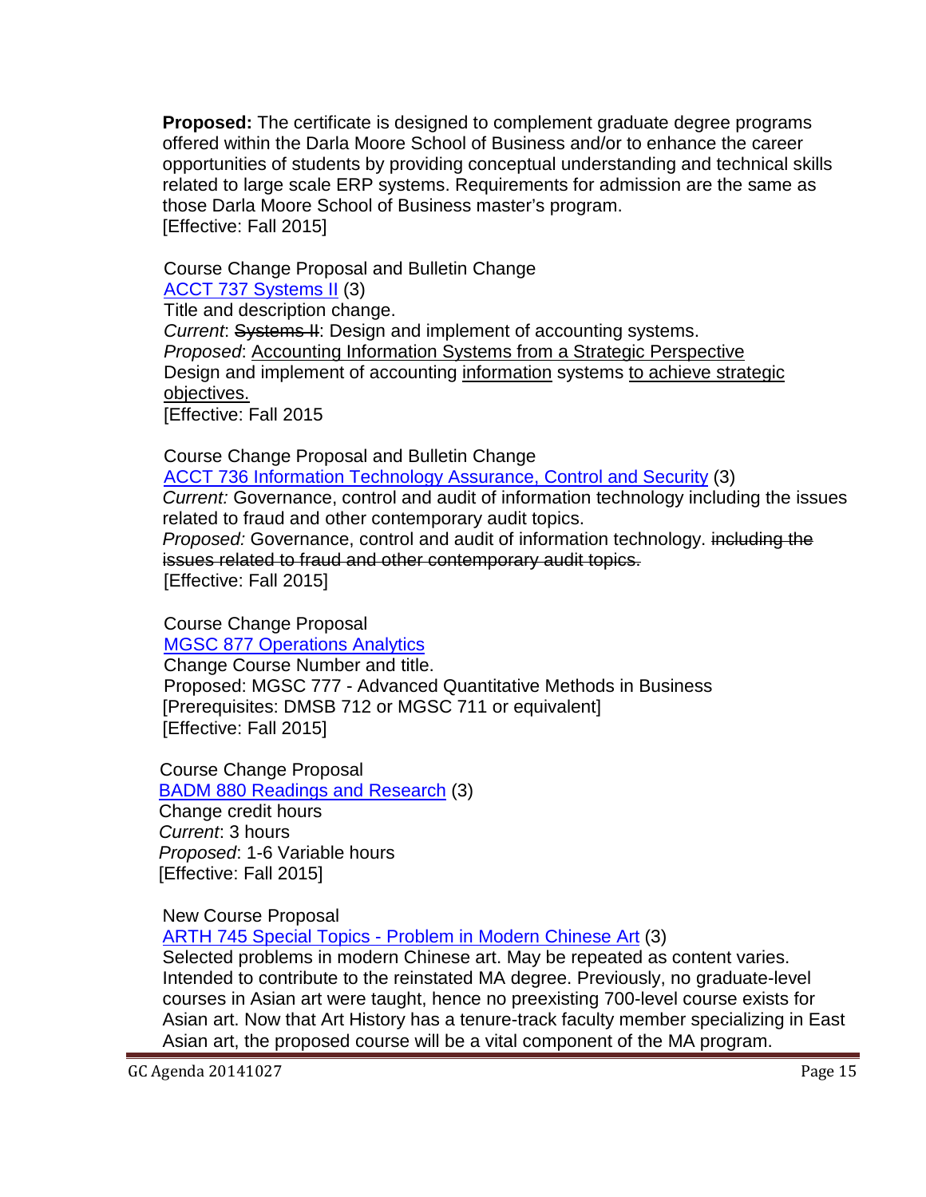**Proposed:** The certificate is designed to complement graduate degree programs offered within the Darla Moore School of Business and/or to enhance the career opportunities of students by providing conceptual understanding and technical skills related to large scale ERP systems. Requirements for admission are the same as those Darla Moore School of Business master's program.
[Effective: Fall 2015]

Course Change Proposal and Bulletin Change
ACCT 737 Systems II (3)
Title and description change.
*Current*: ~~Systems II~~: Design and implement of accounting systems.
*Proposed*: Accounting Information Systems from a Strategic Perspective
Design and implement of accounting information systems to achieve strategic objectives.
[Effective: Fall 2015

Course Change Proposal and Bulletin Change
ACCT 736 Information Technology Assurance, Control and Security (3)
*Current:* Governance, control and audit of information technology including the issues related to fraud and other contemporary audit topics.
*Proposed:* Governance, control and audit of information technology. ~~including the issues related to fraud and other contemporary audit topics.~~
[Effective: Fall 2015]

Course Change Proposal
MGSC 877 Operations Analytics
Change Course Number and title.
Proposed: MGSC 777 - Advanced Quantitative Methods in Business
[Prerequisites: DMSB 712 or MGSC 711 or equivalent]
[Effective: Fall 2015]

Course Change Proposal
BADM 880 Readings and Research (3)
Change credit hours
*Current*: 3 hours
*Proposed*: 1-6 Variable hours
[Effective: Fall 2015]

New Course Proposal
ARTH 745 Special Topics - Problem in Modern Chinese Art (3)
Selected problems in modern Chinese art. May be repeated as content varies. Intended to contribute to the reinstated MA degree. Previously, no graduate-level courses in Asian art were taught, hence no preexisting 700-level course exists for Asian art. Now that Art History has a tenure-track faculty member specializing in East Asian art, the proposed course will be a vital component of the MA program.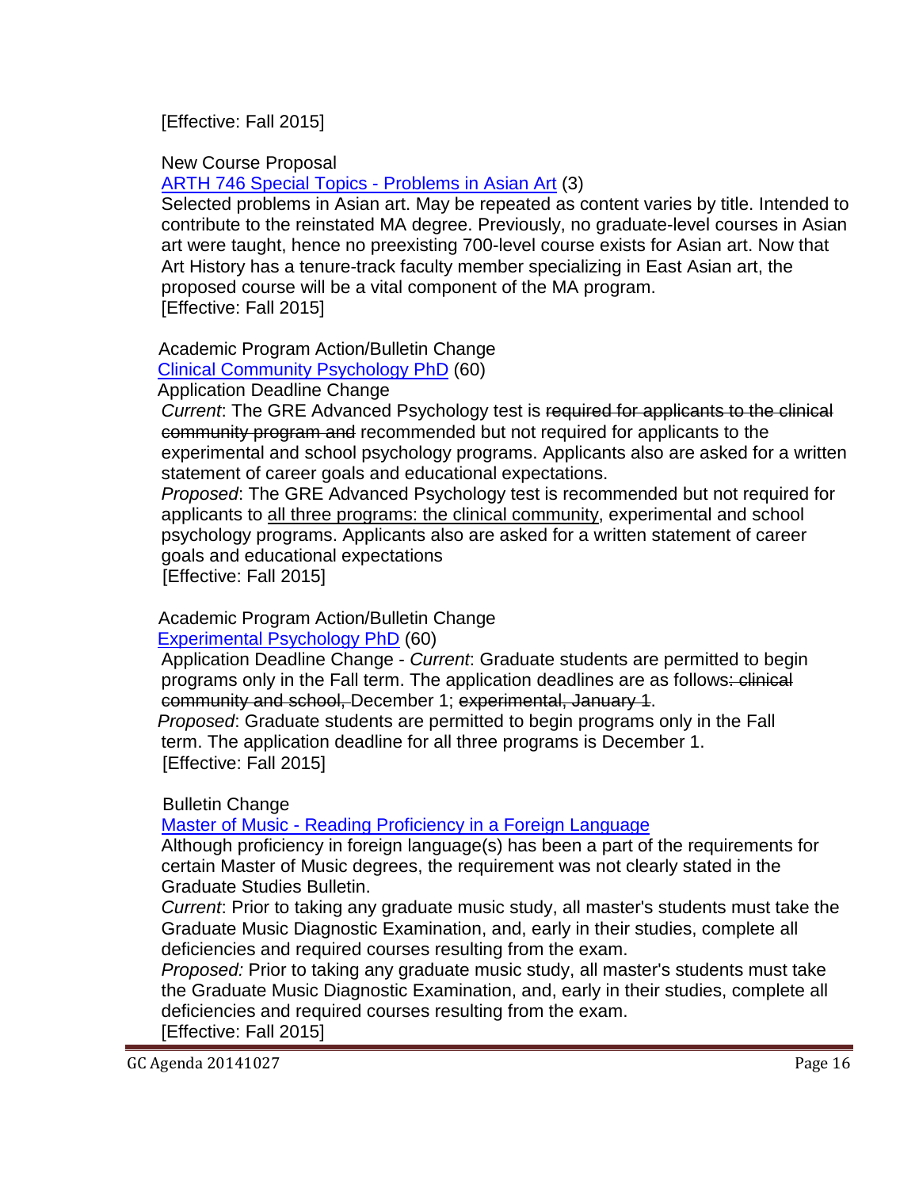[Effective: Fall 2015]

New Course Proposal
[ARTH 746 Special Topics - Problems in Asian Art](#) (3)
Selected problems in Asian art. May be repeated as content varies by title. Intended to contribute to the reinstated MA degree. Previously, no graduate-level courses in Asian art were taught, hence no preexisting 700-level course exists for Asian art. Now that Art History has a tenure-track faculty member specializing in East Asian art, the proposed course will be a vital component of the MA program.
[Effective: Fall 2015]

Academic Program Action/Bulletin Change
[Clinical Community Psychology PhD](#) (60)
Application Deadline Change
*Current*: The GRE Advanced Psychology test is ~~required for applicants to the clinical community program and~~ recommended but not required for applicants to the experimental and school psychology programs. Applicants also are asked for a written statement of career goals and educational expectations.
*Proposed*: The GRE Advanced Psychology test is recommended but not required for applicants to <u>all three programs: the clinical community</u>, experimental and school psychology programs. Applicants also are asked for a written statement of career goals and educational expectations
[Effective: Fall 2015]

Academic Program Action/Bulletin Change
[Experimental Psychology PhD](#) (60)
Application Deadline Change - *Current*: Graduate students are permitted to begin programs only in the Fall term. The application deadlines are as follows~~: clinical community and school,~~ December 1; ~~experimental, January 1~~.
*Proposed*: Graduate students are permitted to begin programs only in the Fall term. The application deadline for all three programs is December 1.
[Effective: Fall 2015]

Bulletin Change
[Master of Music - Reading Proficiency in a Foreign Language](#)
Although proficiency in foreign language(s) has been a part of the requirements for certain Master of Music degrees, the requirement was not clearly stated in the Graduate Studies Bulletin.
*Current*: Prior to taking any graduate music study, all master's students must take the Graduate Music Diagnostic Examination, and, early in their studies, complete all deficiencies and required courses resulting from the exam.
*Proposed:* Prior to taking any graduate music study, all master's students must take the Graduate Music Diagnostic Examination, and, early in their studies, complete all deficiencies and required courses resulting from the exam.
[Effective: Fall 2015]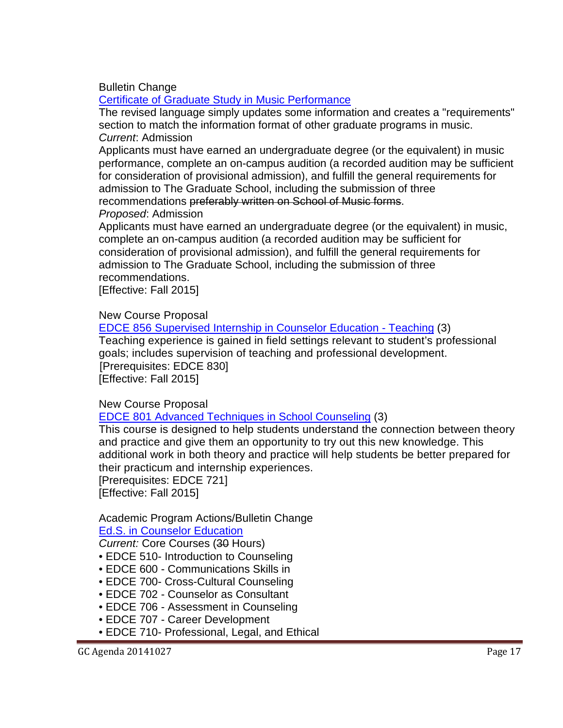Bulletin Change

[Certificate of Graduate Study in Music Performance]

The revised language simply updates some information and creates a "requirements" section to match the information format of other graduate programs in music.

*Current*: Admission

Applicants must have earned an undergraduate degree (or the equivalent) in music performance, complete an on-campus audition (a recorded audition may be sufficient for consideration of provisional admission), and fulfill the general requirements for admission to The Graduate School, including the submission of three recommendations ~~preferably written on School of Music forms~~.

*Proposed*: Admission

Applicants must have earned an undergraduate degree (or the equivalent) in music, complete an on-campus audition (a recorded audition may be sufficient for consideration of provisional admission), and fulfill the general requirements for admission to The Graduate School, including the submission of three recommendations.

[Effective: Fall 2015]

New Course Proposal

[EDCE 856 Supervised Internship in Counselor Education - Teaching] (3)

Teaching experience is gained in field settings relevant to student's professional goals; includes supervision of teaching and professional development.

[Prerequisites: EDCE 830]

[Effective: Fall 2015]

New Course Proposal

[EDCE 801 Advanced Techniques in School Counseling] (3)

This course is designed to help students understand the connection between theory and practice and give them an opportunity to try out this new knowledge. This additional work in both theory and practice will help students be better prepared for their practicum and internship experiences.

[Prerequisites: EDCE 721]

[Effective: Fall 2015]

Academic Program Actions/Bulletin Change

[Ed.S. in Counselor Education]

*Current:* Core Courses (3~~0~~ Hours)

- EDCE 510- Introduction to Counseling
- EDCE 600 - Communications Skills in
- EDCE 700- Cross-Cultural Counseling
- EDCE 702 - Counselor as Consultant
- EDCE 706 - Assessment in Counseling
- EDCE 707 - Career Development
- EDCE 710- Professional, Legal, and Ethical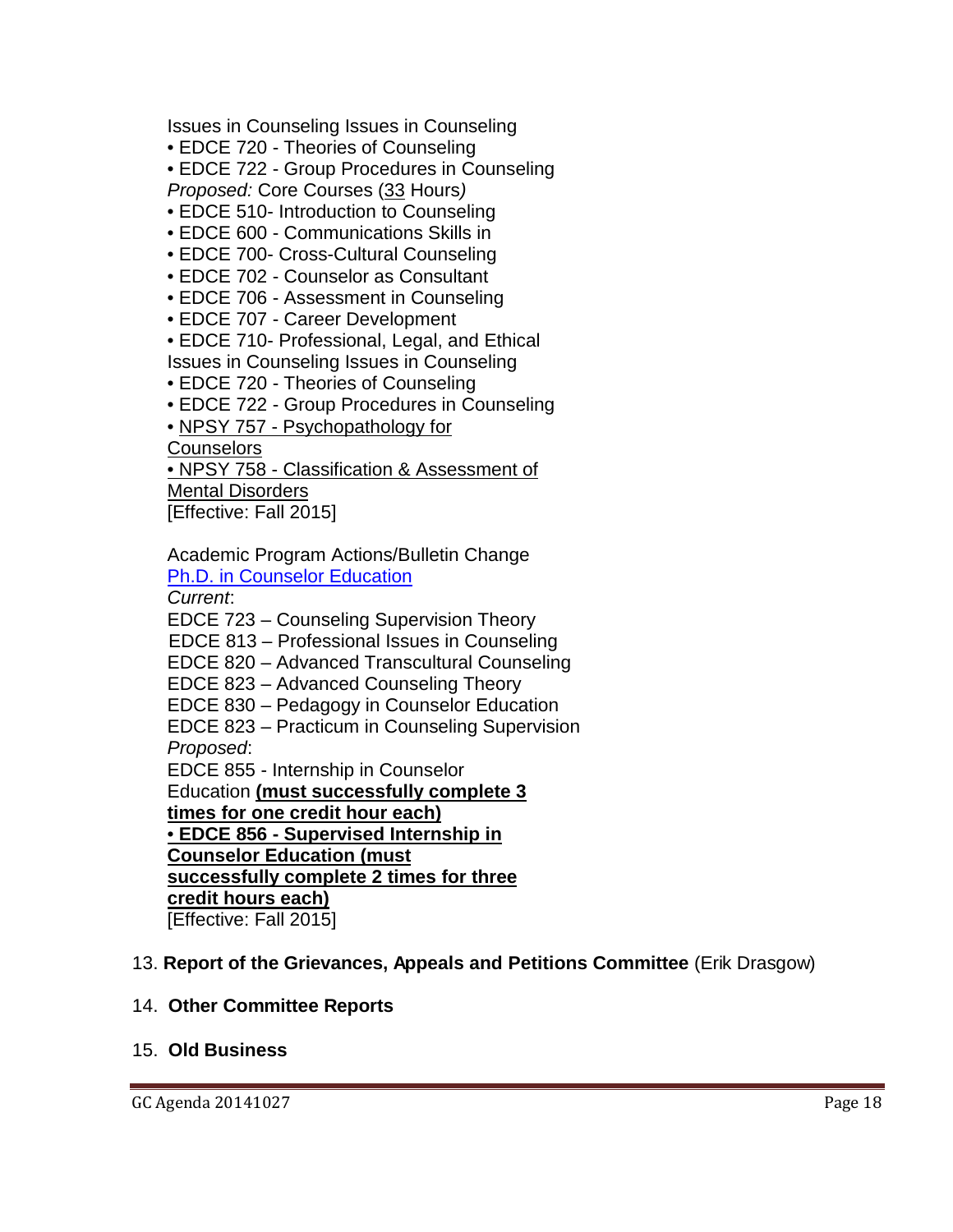Issues in Counseling Issues in Counseling
• EDCE 720 - Theories of Counseling
• EDCE 722 - Group Procedures in Counseling
*Proposed:* Core Courses (33 Hours*)*
• EDCE 510- Introduction to Counseling
• EDCE 600 - Communications Skills in
• EDCE 700- Cross-Cultural Counseling
• EDCE 702 - Counselor as Consultant
• EDCE 706 - Assessment in Counseling
• EDCE 707 - Career Development
• EDCE 710- Professional, Legal, and Ethical
Issues in Counseling Issues in Counseling
• EDCE 720 - Theories of Counseling
• EDCE 722 - Group Procedures in Counseling
• NPSY 757 - Psychopathology for
Counselors
• NPSY 758 - Classification & Assessment of
Mental Disorders
[Effective: Fall 2015]

Academic Program Actions/Bulletin Change
Ph.D. in Counselor Education
*Current*:
EDCE 723 – Counseling Supervision Theory
EDCE 813 – Professional Issues in Counseling
EDCE 820 – Advanced Transcultural Counseling
EDCE 823 – Advanced Counseling Theory
EDCE 830 – Pedagogy in Counselor Education
EDCE 823 – Practicum in Counseling Supervision
*Proposed*:
EDCE 855 - Internship in Counselor
Education **(must successfully complete 3
times for one credit hour each)**
**• EDCE 856 - Supervised Internship in
Counselor Education (must
successfully complete 2 times for three
credit hours each)**
[Effective: Fall 2015]

13. **Report of the Grievances, Appeals and Petitions Committee** (Erik Drasgow)

14. **Other Committee Reports**

15. **Old Business**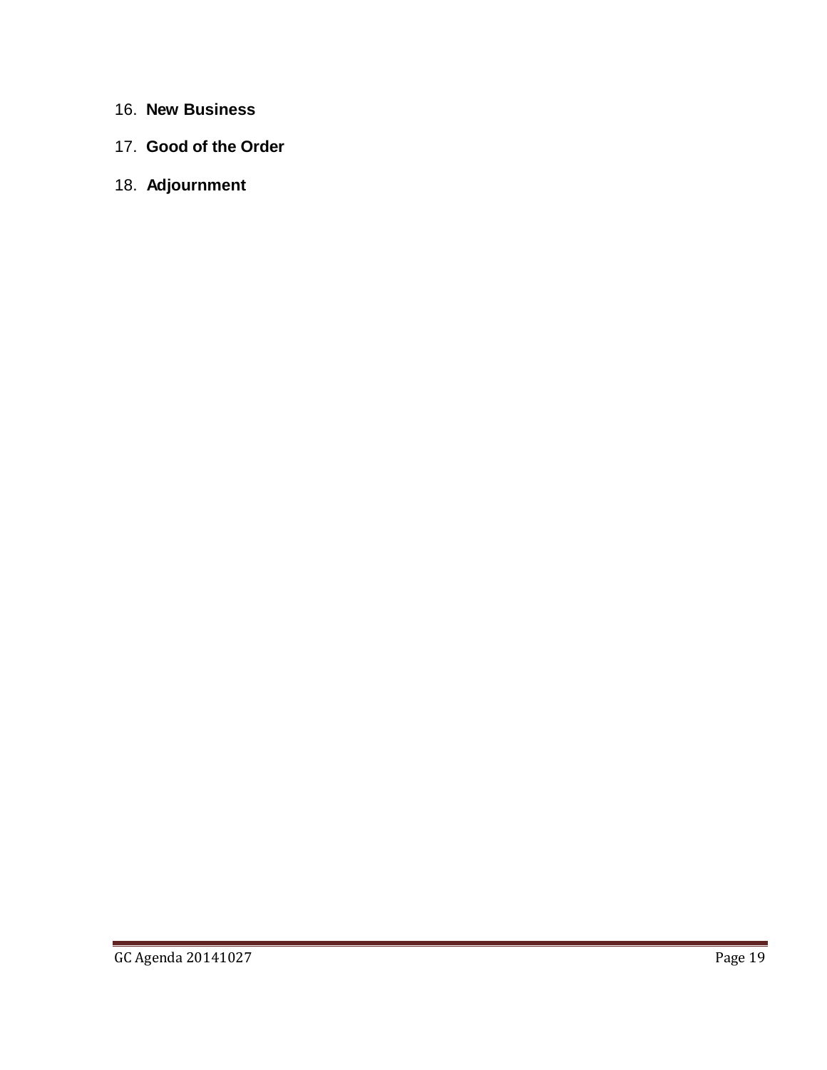16. **New Business**

17. **Good of the Order**

18. **Adjournment**